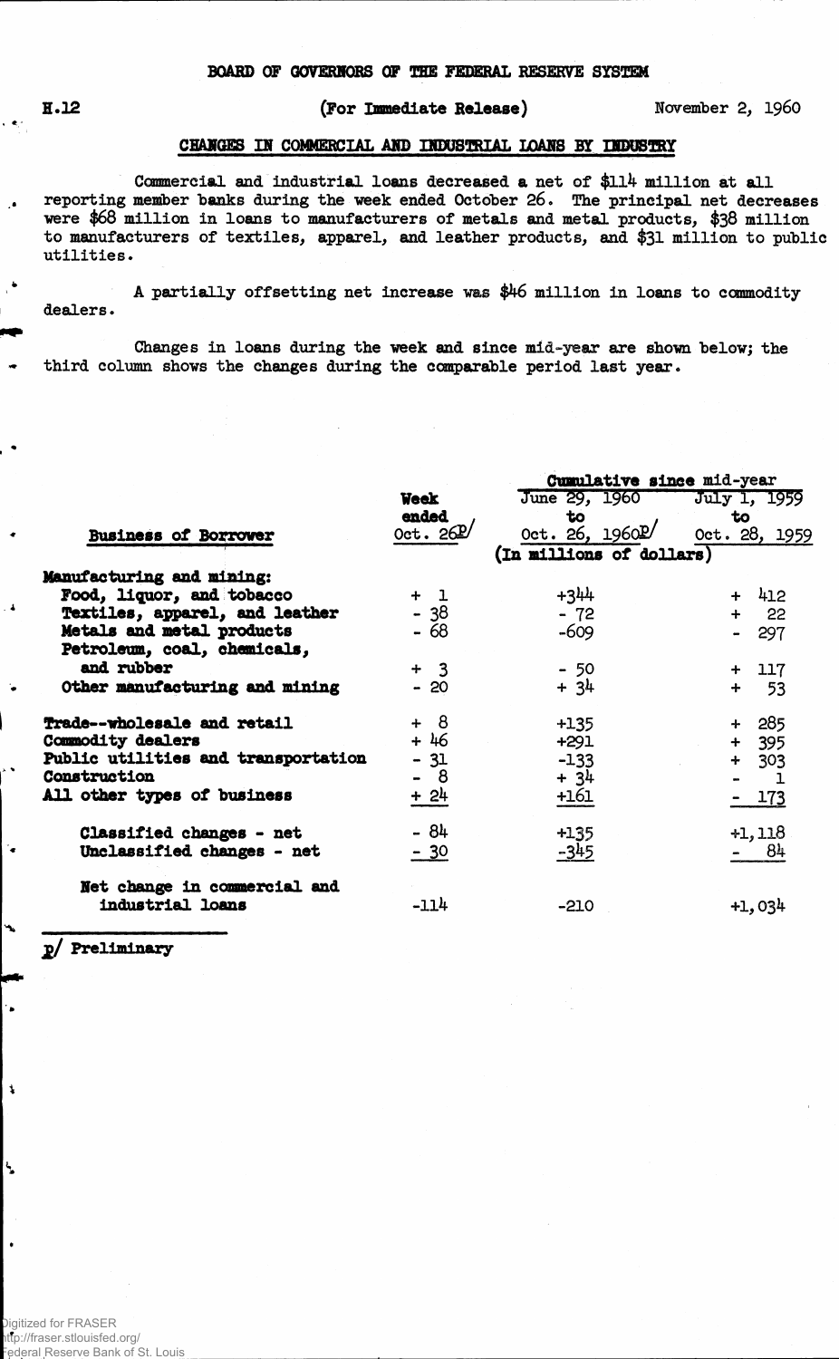BOARD OF GOVERNORS OF THE FEDERAL RESERVE SYSTEM

H.12 (For Immediate Release) November 2, 1960

## CHANGES IN COMMERCIAL AND INDUSTRIAL LOANS BY INDUSTRY

Commercial and industrial loans decreased a net of $114 million at all reporting member banks during the week ended October 26. The principal net decreases were $68 million in loans to manufacturers of metals and metal products, $38 million to manufacturers of textiles, apparel, and leather products, and $31 million to public utilities.

A partially offsetting net increase was $46 million in loans to commodity dealers.

Changes in loans during the week and since mid-year are shown below; the third column shows the changes during the comparable period last year.

| Business of Borrower | Week ended Oct. 26p/ | Cumulative since mid-year: June 29, 1960 to Oct. 26, 1960p/ | Cumulative since mid-year: July 1, 1959 to Oct. 28, 1959 |
|---|---|---|---|
| | (In millions of dollars) | | |
| **Manufacturing and mining:** | | | |
| Food, liquor, and tobacco | + 1 | +344 | + 412 |
| Textiles, apparel, and leather | - 38 | - 72 | + 22 |
| Metals and metal products | - 68 | -609 | - 297 |
| Petroleum, coal, chemicals, and rubber | + 3 | - 50 | + 117 |
| Other manufacturing and mining | - 20 | + 34 | + 53 |
| Trade--wholesale and retail | + 8 | +135 | + 285 |
| Commodity dealers | + 46 | +291 | + 395 |
| Public utilities and transportation | - 31 | -133 | + 303 |
| Construction | - 8 | + 34 | - 1 |
| All other types of business | + 24 | +161 | - 173 |
| Classified changes - net | - 84 | +135 | +1,118 |
| Unclassified changes - net | - 30 | -345 | - 84 |
| Net change in commercial and industrial loans | -114 | -210 | +1,034 |

p/ Preliminary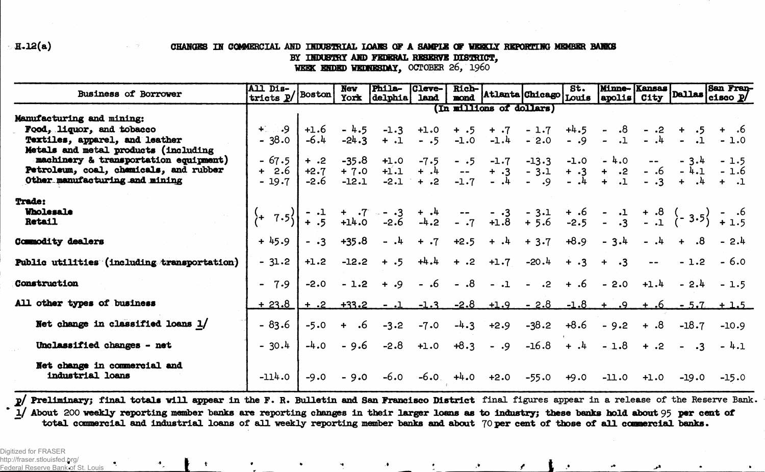H.12(a)

# CHANGES IN COMMERCIAL AND INDUSTRIAL LOANS OF A SAMPLE OF WEEKLY REPORTING MEMBER BANKS BY INDUSTRY AND FEDERAL RESERVE DISTRICT, WEEK ENDED WEDNESDAY, OCTOBER 26, 1960

| Business of Borrower | All Districts p/ | Boston | New York | Philadelphia | Cleveland | Richmond | Atlanta | Chicago | St. Louis | Minneapolis | Kansas City | Dallas | San Francisco p/ |
|---|---|---|---|---|---|---|---|---|---|---|---|---|---|
| | (In millions of dollars) | | | | | | | | | | | | |
| **Manufacturing and mining:** | | | | | | | | | | | | | |
| **Food, liquor, and tobacco** | + .9 | +1.6 | - 4.5 | -1.3 | +1.0 | + .5 | + .7 | - 1.7 | +4.5 | - .8 | - .2 | + .5 | + .6 |
| **Textiles, apparel, and leather** | - 38.0 | -6.4 | -24.3 | + .1 | - .5 | -1.0 | -1.4 | - 2.0 | - .9 | - .1 | - .4 | - .1 | - 1.0 |
| **Metals and metal products (including machinery & transportation equipment)** | - 67.5 | + .2 | -35.8 | +1.0 | -7.5 | - .5 | -1.7 | -13.3 | -1.0 | - 4.0 | -- | - 3.4 | - 1.5 |
| **Petroleum, coal, chemicals, and rubber** | + 2.6 | +2.7 | + 7.0 | +1.1 | + .4 | -- | + .3 | - 3.1 | + .3 | + .2 | - .6 | - 4.1 | - 1.6 |
| **Other manufacturing and mining** | - 19.7 | -2.6 | -12.1 | -2.1 | + .2 | -1.7 | - .4 | - .9 | - .4 | + .1 | - .3 | + .4 | + .1 |
| **Trade:** | | | | | | | | | | | | | |
| **Wholesale** | (+ 7.5) | - .1 | + .7 | - .3 | + .4 | -- | - .3 | - 3.1 | + .6 | - .1 | + .8 | (- 3.5) | - .6 |
| **Retail** | | + .5 | +14.0 | -2.6 | -4.2 | - .7 | +1.8 | + 5.6 | -2.5 | - .3 | - .1 | | + 1.5 |
| **Commodity dealers** | + 45.9 | - .3 | +35.8 | - .4 | + .7 | +2.5 | + .4 | + 3.7 | +8.9 | - 3.4 | - .4 | + .8 | - 2.4 |
| **Public utilities (including transportation)** | - 31.2 | +1.2 | -12.2 | + .5 | +4.4 | + .2 | +1.7 | -20.4 | + .3 | + .3 | -- | - 1.2 | - 6.0 |
| **Construction** | - 7.9 | -2.0 | - 1.2 | + .9 | - .6 | - .8 | - .1 | - .2 | + .6 | - 2.0 | +1.4 | - 2.4 | - 1.5 |
| **All other types of business** | + 23.8 | + .2 | +33.2 | - .1 | -1.3 | -2.8 | +1.9 | - 2.8 | -1.8 | + .9 | + .6 | - 5.7 | + 1.5 |
| **Net change in classified loans 1/** | - 83.6 | -5.0 | + .6 | -3.2 | -7.0 | -4.3 | +2.9 | -38.2 | +8.6 | - 9.2 | + .8 | -18.7 | -10.9 |
| **Unclassified changes - net** | - 30.4 | -4.0 | - 9.6 | -2.8 | +1.0 | +8.3 | - .9 | -16.8 | + .4 | - 1.8 | + .2 | - .3 | - 4.1 |
| **Net change in commercial and industrial loans** | -114.0 | -9.0 | - 9.0 | -6.0 | -6.0 | +4.0 | +2.0 | -55.0 | +9.0 | -11.0 | +1.0 | -19.0 | -15.0 |

**p/ Preliminary; final totals will appear in the F. R. Bulletin and San Francisco District** final figures appear in a release of the Reserve Bank.

**1/ About** 200 **weekly reporting member banks are reporting changes in their larger loans as to industry; these banks hold about** 95 **per cent of total commercial and industrial loans of all weekly reporting member banks and about** 70 **per cent of those of all commercial banks.**